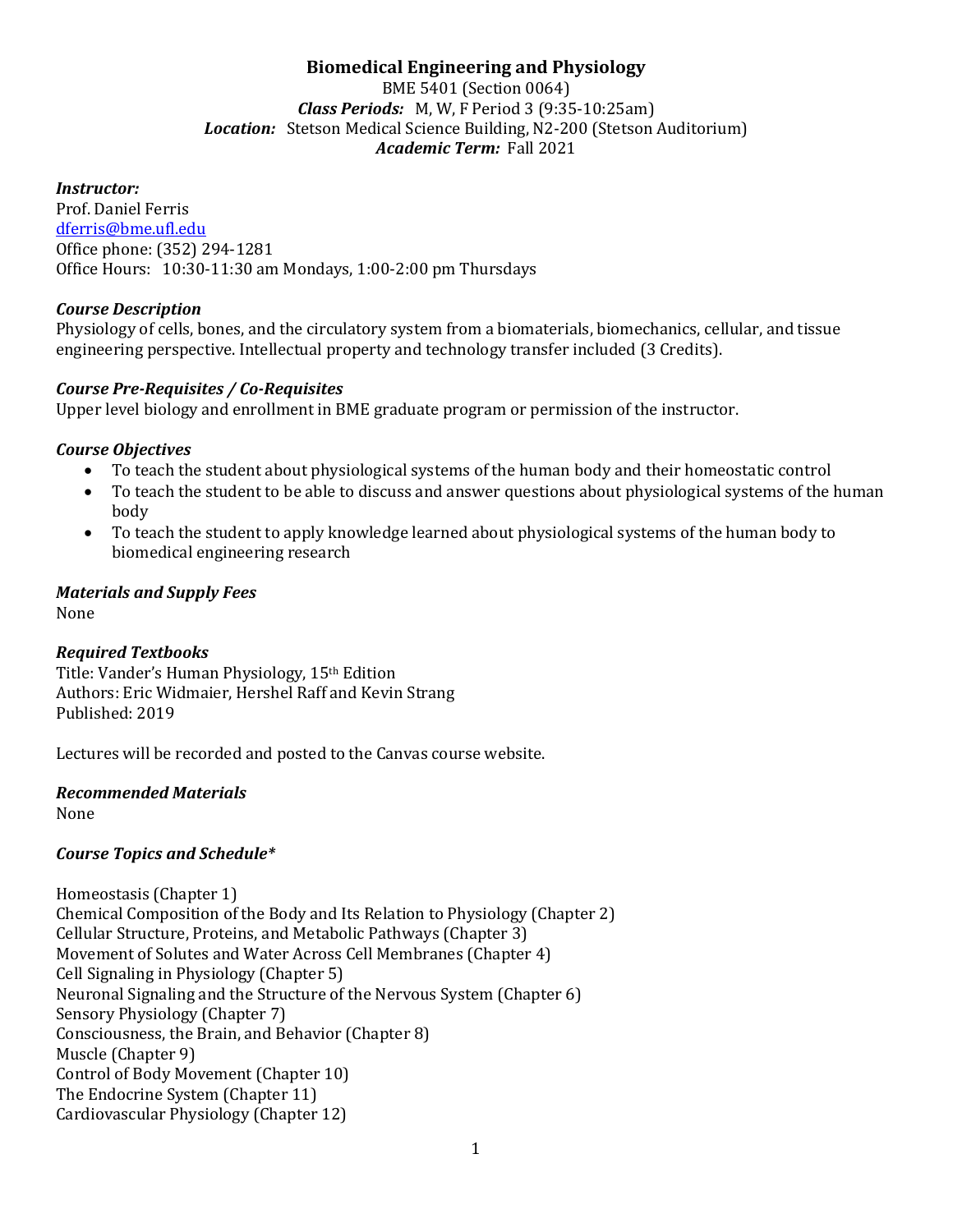# Biomedical Engineering and Physiology

BME 5401 (Section 0064)
***Class Periods:*** M, W, F Period 3 (9:35-10:25am)
***Location:*** Stetson Medical Science Building, N2-200 (Stetson Auditorium)
***Academic Term:*** Fall 2021

***Instructor:***
Prof. Daniel Ferris
dferris@bme.ufl.edu
Office phone: (352) 294-1281
Office Hours: 10:30-11:30 am Mondays, 1:00-2:00 pm Thursdays

***Course Description***
Physiology of cells, bones, and the circulatory system from a biomaterials, biomechanics, cellular, and tissue engineering perspective. Intellectual property and technology transfer included (3 Credits).

***Course Pre-Requisites / Co-Requisites***
Upper level biology and enrollment in BME graduate program or permission of the instructor.

***Course Objectives***

- To teach the student about physiological systems of the human body and their homeostatic control
- To teach the student to be able to discuss and answer questions about physiological systems of the human body
- To teach the student to apply knowledge learned about physiological systems of the human body to biomedical engineering research

***Materials and Supply Fees***
None

***Required Textbooks***
Title: Vander's Human Physiology, 15th Edition
Authors: Eric Widmaier, Hershel Raff and Kevin Strang
Published: 2019

Lectures will be recorded and posted to the Canvas course website.

***Recommended Materials***
None

***Course Topics and Schedule****

Homeostasis (Chapter 1)
Chemical Composition of the Body and Its Relation to Physiology (Chapter 2)
Cellular Structure, Proteins, and Metabolic Pathways (Chapter 3)
Movement of Solutes and Water Across Cell Membranes (Chapter 4)
Cell Signaling in Physiology (Chapter 5)
Neuronal Signaling and the Structure of the Nervous System (Chapter 6)
Sensory Physiology (Chapter 7)
Consciousness, the Brain, and Behavior (Chapter 8)
Muscle (Chapter 9)
Control of Body Movement (Chapter 10)
The Endocrine System (Chapter 11)
Cardiovascular Physiology (Chapter 12)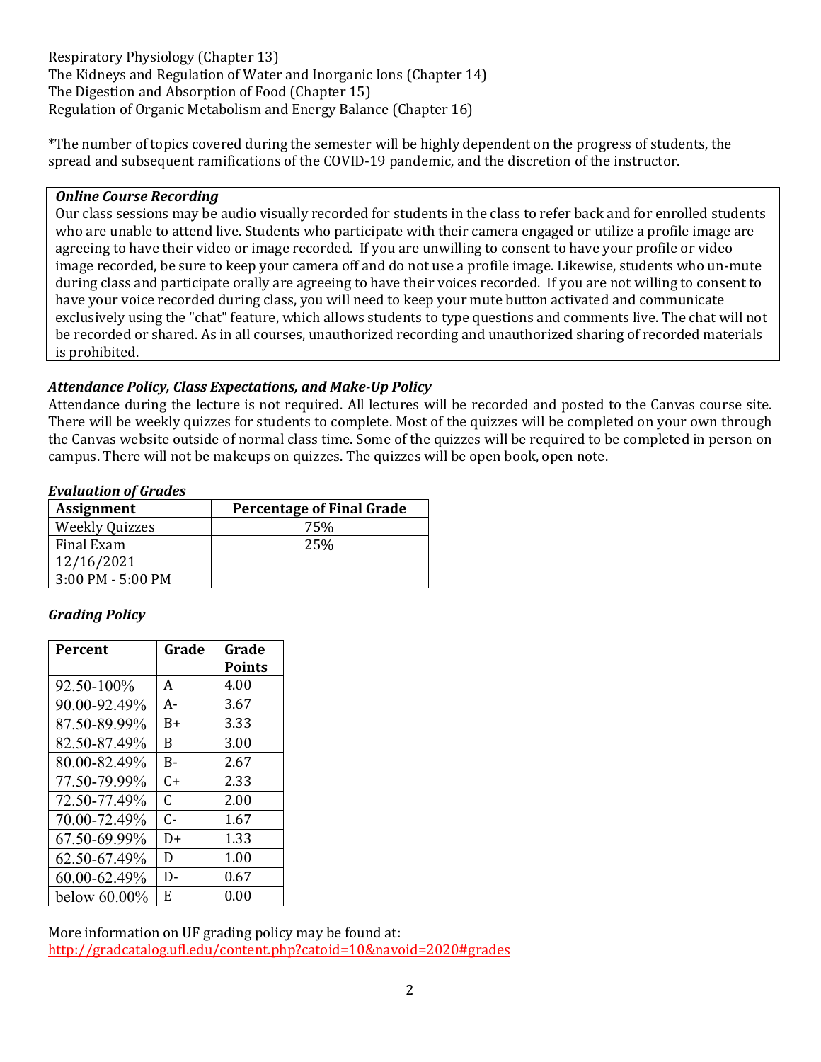Respiratory Physiology (Chapter 13)
The Kidneys and Regulation of Water and Inorganic Ions (Chapter 14)
The Digestion and Absorption of Food (Chapter 15)
Regulation of Organic Metabolism and Energy Balance (Chapter 16)

*The number of topics covered during the semester will be highly dependent on the progress of students, the spread and subsequent ramifications of the COVID-19 pandemic, and the discretion of the instructor.

***Online Course Recording***

Our class sessions may be audio visually recorded for students in the class to refer back and for enrolled students who are unable to attend live. Students who participate with their camera engaged or utilize a profile image are agreeing to have their video or image recorded. If you are unwilling to consent to have your profile or video image recorded, be sure to keep your camera off and do not use a profile image. Likewise, students who un-mute during class and participate orally are agreeing to have their voices recorded. If you are not willing to consent to have your voice recorded during class, you will need to keep your mute button activated and communicate exclusively using the "chat" feature, which allows students to type questions and comments live. The chat will not be recorded or shared. As in all courses, unauthorized recording and unauthorized sharing of recorded materials is prohibited.

***Attendance Policy, Class Expectations, and Make-Up Policy***

Attendance during the lecture is not required. All lectures will be recorded and posted to the Canvas course site. There will be weekly quizzes for students to complete. Most of the quizzes will be completed on your own through the Canvas website outside of normal class time. Some of the quizzes will be required to be completed in person on campus. There will not be makeups on quizzes. The quizzes will be open book, open note.

***Evaluation of Grades***

| Assignment | Percentage of Final Grade |
|---|---|
| Weekly Quizzes | 75% |
| Final Exam 12/16/2021 3:00 PM - 5:00 PM | 25% |

***Grading Policy***

| Percent | Grade | Grade Points |
|---|---|---|
| 92.50-100% | A | 4.00 |
| 90.00-92.49% | A- | 3.67 |
| 87.50-89.99% | B+ | 3.33 |
| 82.50-87.49% | B | 3.00 |
| 80.00-82.49% | B- | 2.67 |
| 77.50-79.99% | C+ | 2.33 |
| 72.50-77.49% | C | 2.00 |
| 70.00-72.49% | C- | 1.67 |
| 67.50-69.99% | D+ | 1.33 |
| 62.50-67.49% | D | 1.00 |
| 60.00-62.49% | D- | 0.67 |
| below 60.00% | E | 0.00 |

More information on UF grading policy may be found at:
http://gradcatalog.ufl.edu/content.php?catoid=10&navoid=2020#grades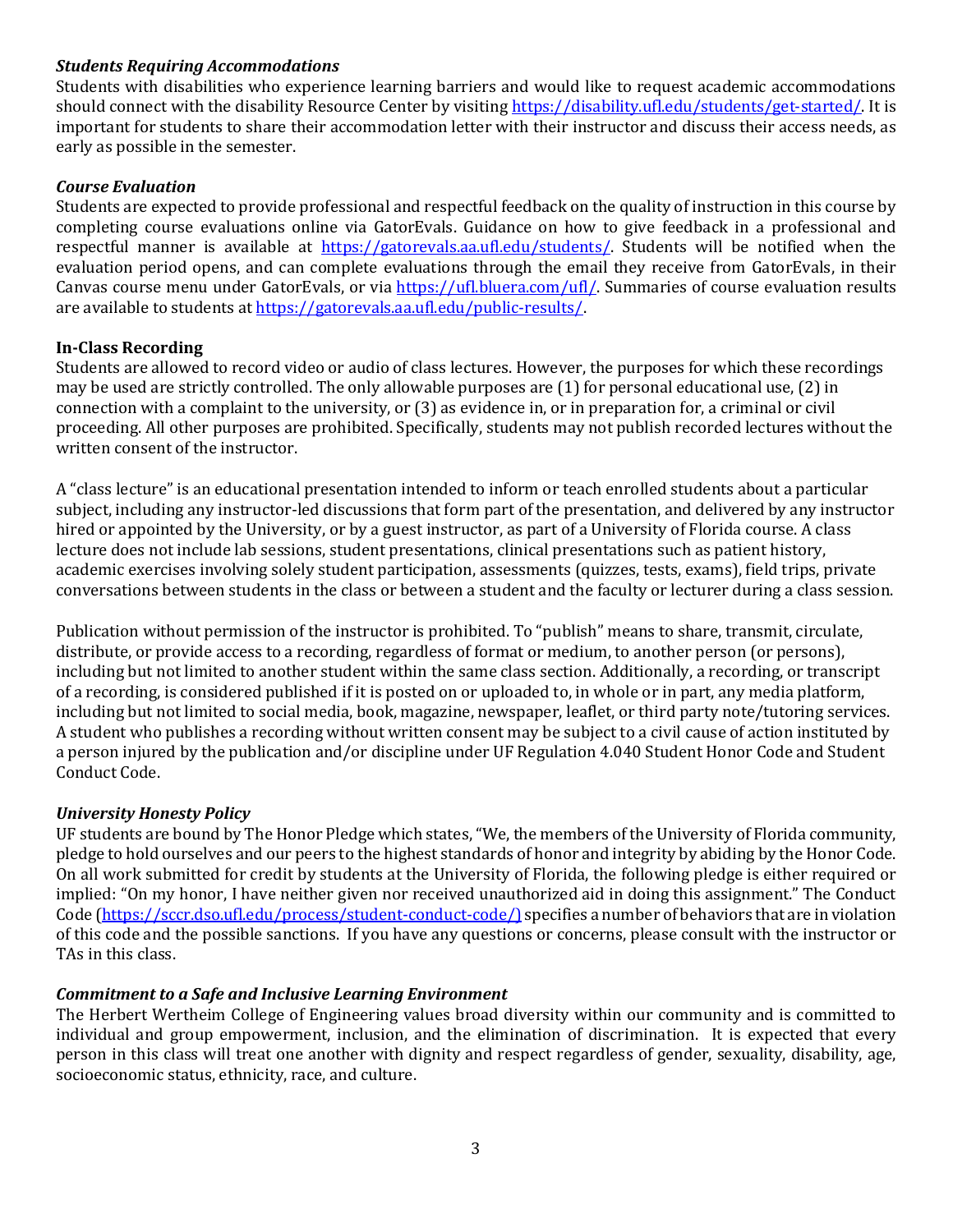### *Students Requiring Accommodations*

Students with disabilities who experience learning barriers and would like to request academic accommodations should connect with the disability Resource Center by visiting https://disability.ufl.edu/students/get-started/. It is important for students to share their accommodation letter with their instructor and discuss their access needs, as early as possible in the semester.

### *Course Evaluation*

Students are expected to provide professional and respectful feedback on the quality of instruction in this course by completing course evaluations online via GatorEvals. Guidance on how to give feedback in a professional and respectful manner is available at https://gatorevals.aa.ufl.edu/students/. Students will be notified when the evaluation period opens, and can complete evaluations through the email they receive from GatorEvals, in their Canvas course menu under GatorEvals, or via https://ufl.bluera.com/ufl/. Summaries of course evaluation results are available to students at https://gatorevals.aa.ufl.edu/public-results/.

### In-Class Recording

Students are allowed to record video or audio of class lectures. However, the purposes for which these recordings may be used are strictly controlled. The only allowable purposes are (1) for personal educational use, (2) in connection with a complaint to the university, or (3) as evidence in, or in preparation for, a criminal or civil proceeding. All other purposes are prohibited. Specifically, students may not publish recorded lectures without the written consent of the instructor.

A "class lecture" is an educational presentation intended to inform or teach enrolled students about a particular subject, including any instructor-led discussions that form part of the presentation, and delivered by any instructor hired or appointed by the University, or by a guest instructor, as part of a University of Florida course. A class lecture does not include lab sessions, student presentations, clinical presentations such as patient history, academic exercises involving solely student participation, assessments (quizzes, tests, exams), field trips, private conversations between students in the class or between a student and the faculty or lecturer during a class session.

Publication without permission of the instructor is prohibited. To "publish" means to share, transmit, circulate, distribute, or provide access to a recording, regardless of format or medium, to another person (or persons), including but not limited to another student within the same class section. Additionally, a recording, or transcript of a recording, is considered published if it is posted on or uploaded to, in whole or in part, any media platform, including but not limited to social media, book, magazine, newspaper, leaflet, or third party note/tutoring services. A student who publishes a recording without written consent may be subject to a civil cause of action instituted by a person injured by the publication and/or discipline under UF Regulation 4.040 Student Honor Code and Student Conduct Code.

### *University Honesty Policy*

UF students are bound by The Honor Pledge which states, "We, the members of the University of Florida community, pledge to hold ourselves and our peers to the highest standards of honor and integrity by abiding by the Honor Code. On all work submitted for credit by students at the University of Florida, the following pledge is either required or implied: "On my honor, I have neither given nor received unauthorized aid in doing this assignment." The Conduct Code (https://sccr.dso.ufl.edu/process/student-conduct-code/) specifies a number of behaviors that are in violation of this code and the possible sanctions. If you have any questions or concerns, please consult with the instructor or TAs in this class.

### *Commitment to a Safe and Inclusive Learning Environment*

The Herbert Wertheim College of Engineering values broad diversity within our community and is committed to individual and group empowerment, inclusion, and the elimination of discrimination. It is expected that every person in this class will treat one another with dignity and respect regardless of gender, sexuality, disability, age, socioeconomic status, ethnicity, race, and culture.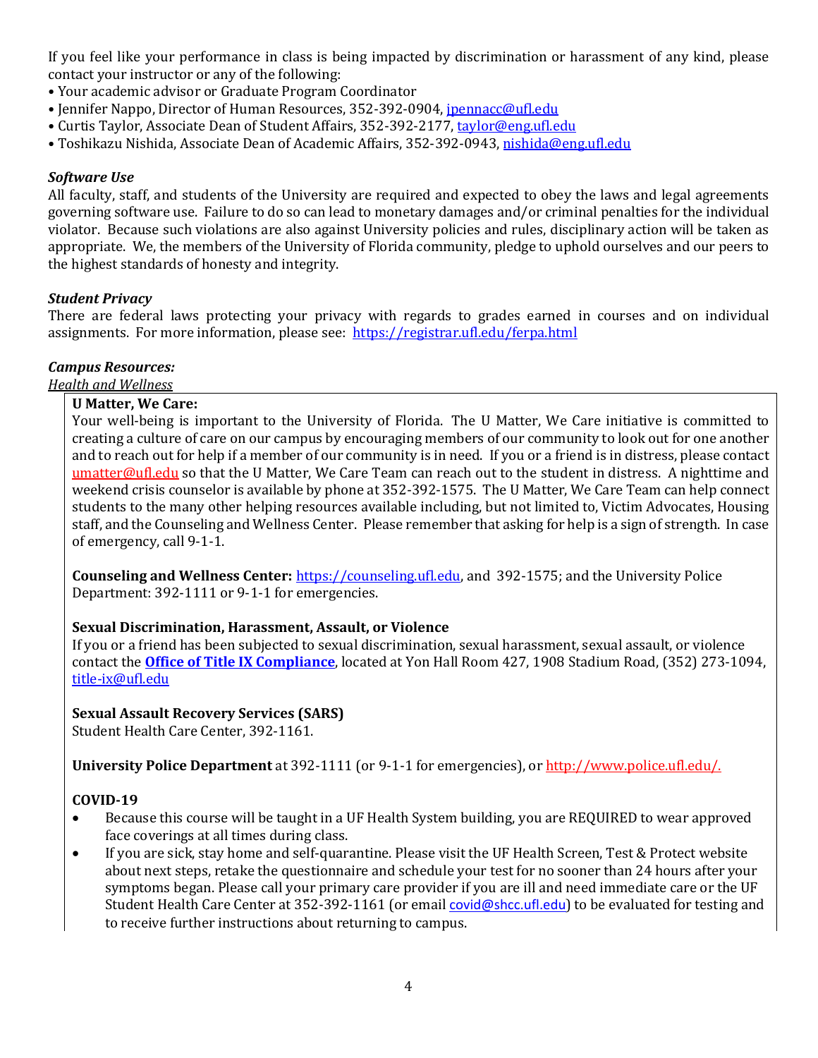If you feel like your performance in class is being impacted by discrimination or harassment of any kind, please contact your instructor or any of the following:

- Your academic advisor or Graduate Program Coordinator
- Jennifer Nappo, Director of Human Resources, 352-392-0904, jpennacc@ufl.edu
- Curtis Taylor, Associate Dean of Student Affairs, 352-392-2177, taylor@eng.ufl.edu
- Toshikazu Nishida, Associate Dean of Academic Affairs, 352-392-0943, nishida@eng.ufl.edu

### *Software Use*

All faculty, staff, and students of the University are required and expected to obey the laws and legal agreements governing software use. Failure to do so can lead to monetary damages and/or criminal penalties for the individual violator. Because such violations are also against University policies and rules, disciplinary action will be taken as appropriate. We, the members of the University of Florida community, pledge to uphold ourselves and our peers to the highest standards of honesty and integrity.

### *Student Privacy*

There are federal laws protecting your privacy with regards to grades earned in courses and on individual assignments. For more information, please see: https://registrar.ufl.edu/ferpa.html

### *Campus Resources:*

*Health and Wellness*

**U Matter, We Care:**
Your well-being is important to the University of Florida. The U Matter, We Care initiative is committed to creating a culture of care on our campus by encouraging members of our community to look out for one another and to reach out for help if a member of our community is in need. If you or a friend is in distress, please contact umatter@ufl.edu so that the U Matter, We Care Team can reach out to the student in distress. A nighttime and weekend crisis counselor is available by phone at 352-392-1575. The U Matter, We Care Team can help connect students to the many other helping resources available including, but not limited to, Victim Advocates, Housing staff, and the Counseling and Wellness Center. Please remember that asking for help is a sign of strength. In case of emergency, call 9-1-1.

**Counseling and Wellness Center:** https://counseling.ufl.edu, and 392-1575; and the University Police Department: 392-1111 or 9-1-1 for emergencies.

**Sexual Discrimination, Harassment, Assault, or Violence**
If you or a friend has been subjected to sexual discrimination, sexual harassment, sexual assault, or violence contact the **Office of Title IX Compliance**, located at Yon Hall Room 427, 1908 Stadium Road, (352) 273-1094, title-ix@ufl.edu

**Sexual Assault Recovery Services (SARS)**
Student Health Care Center, 392-1161.

**University Police Department** at 392-1111 (or 9-1-1 for emergencies), or http://www.police.ufl.edu/.

**COVID-19**

- Because this course will be taught in a UF Health System building, you are REQUIRED to wear approved face coverings at all times during class.
- If you are sick, stay home and self-quarantine. Please visit the UF Health Screen, Test & Protect website about next steps, retake the questionnaire and schedule your test for no sooner than 24 hours after your symptoms began. Please call your primary care provider if you are ill and need immediate care or the UF Student Health Care Center at 352-392-1161 (or email covid@shcc.ufl.edu) to be evaluated for testing and to receive further instructions about returning to campus.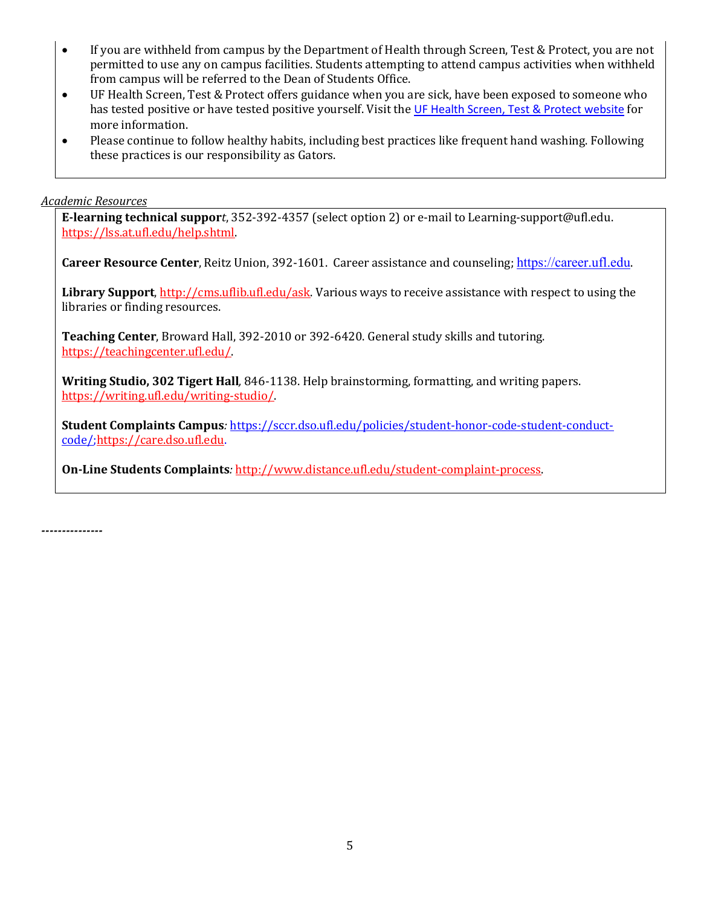- If you are withheld from campus by the Department of Health through Screen, Test & Protect, you are not permitted to use any on campus facilities. Students attempting to attend campus activities when withheld from campus will be referred to the Dean of Students Office.
- UF Health Screen, Test & Protect offers guidance when you are sick, have been exposed to someone who has tested positive or have tested positive yourself. Visit the UF Health Screen, Test & Protect website for more information.
- Please continue to follow healthy habits, including best practices like frequent hand washing. Following these practices is our responsibility as Gators.

*Academic Resources*

**E-learning technical suppor***t*, 352-392-4357 (select option 2) or e-mail to Learning-support@ufl.edu. https://lss.at.ufl.edu/help.shtml.

**Career Resource Center**, Reitz Union, 392-1601. Career assistance and counseling; https://career.ufl.edu.

**Library Support**, http://cms.uflib.ufl.edu/ask. Various ways to receive assistance with respect to using the libraries or finding resources.

**Teaching Center**, Broward Hall, 392-2010 or 392-6420. General study skills and tutoring. https://teachingcenter.ufl.edu/.

**Writing Studio, 302 Tigert Hall***,* 846-1138. Help brainstorming, formatting, and writing papers. https://writing.ufl.edu/writing-studio/.

**Student Complaints Campus***:* https://sccr.dso.ufl.edu/policies/student-honor-code-student-conduct-code/;https://care.dso.ufl.edu.

**On-Line Students Complaints***:* http://www.distance.ufl.edu/student-complaint-process.

---------------